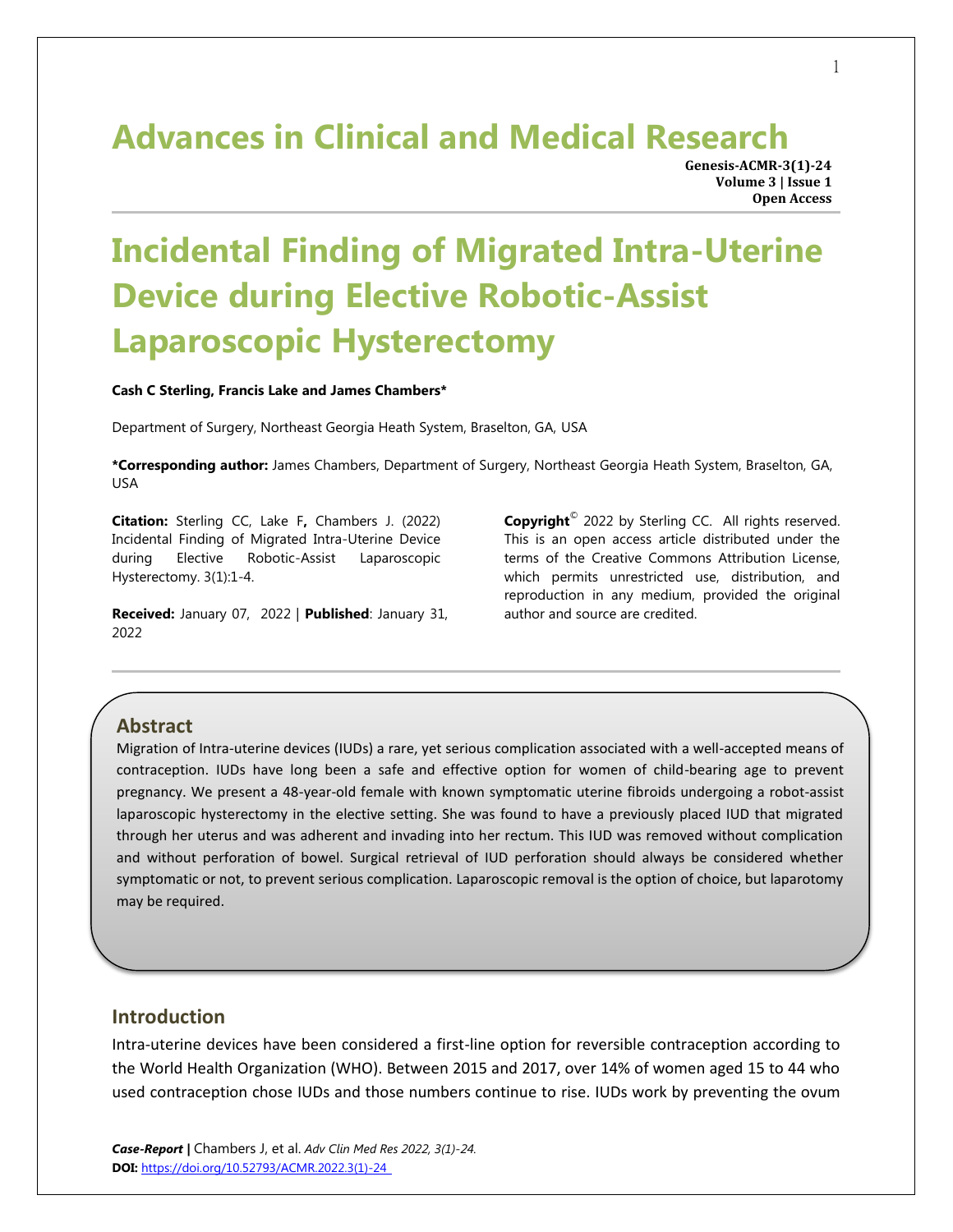# Advances in Clinical and Medical Research

**Genesis-ACMR-3(1)-24**
**Volume 3 | Issue 1**
**Open Access**

# Incidental Finding of Migrated Intra-Uterine Device during Elective Robotic-Assist Laparoscopic Hysterectomy

**Cash C Sterling, Francis Lake and James Chambers***

Department of Surgery, Northeast Georgia Heath System, Braselton, GA, USA

***Corresponding author:** James Chambers, Department of Surgery, Northeast Georgia Heath System, Braselton, GA, USA

**Citation:** Sterling CC, Lake F**,** Chambers J. (2022) Incidental Finding of Migrated Intra-Uterine Device during Elective Robotic-Assist Laparoscopic Hysterectomy. 3(1):1-4.

**Received:** January 07, 2022 | **Published**: January 31, 2022

**Copyright**© 2022 by Sterling CC. All rights reserved. This is an open access article distributed under the terms of the Creative Commons Attribution License, which permits unrestricted use, distribution, and reproduction in any medium, provided the original author and source are credited.

## Abstract

Migration of Intra-uterine devices (IUDs) a rare, yet serious complication associated with a well-accepted means of contraception. IUDs have long been a safe and effective option for women of child-bearing age to prevent pregnancy. We present a 48-year-old female with known symptomatic uterine fibroids undergoing a robot-assist laparoscopic hysterectomy in the elective setting. She was found to have a previously placed IUD that migrated through her uterus and was adherent and invading into her rectum. This IUD was removed without complication and without perforation of bowel. Surgical retrieval of IUD perforation should always be considered whether symptomatic or not, to prevent serious complication. Laparoscopic removal is the option of choice, but laparotomy may be required.

## Introduction

Intra-uterine devices have been considered a first-line option for reversible contraception according to the World Health Organization (WHO). Between 2015 and 2017, over 14% of women aged 15 to 44 who used contraception chose IUDs and those numbers continue to rise. IUDs work by preventing the ovum

***Case-Report |*** Chambers J, et al. *Adv Clin Med Res 2022, 3(1)-24.*
**DOI:** https://doi.org/10.52793/ACMR.2022.3(1)-24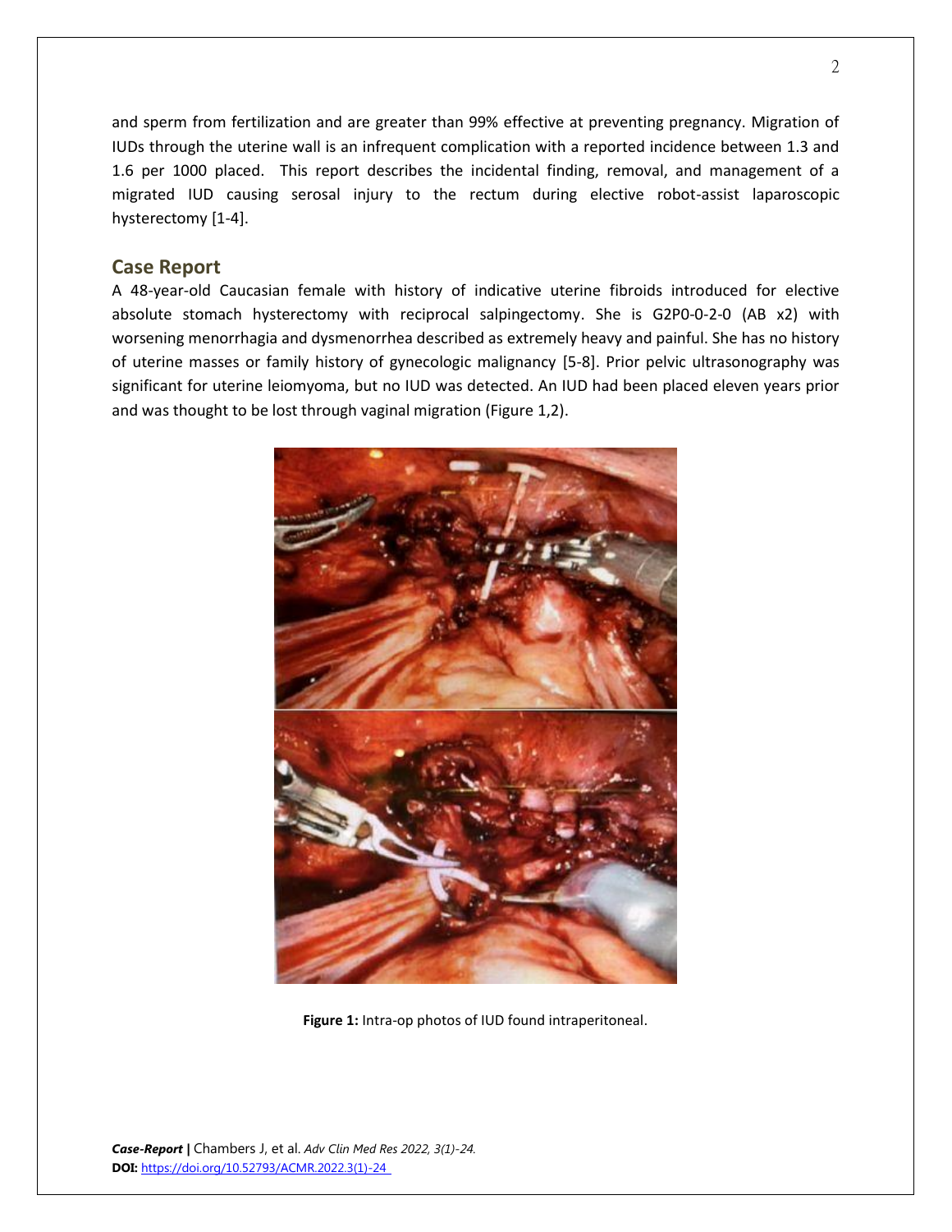and sperm from fertilization and are greater than 99% effective at preventing pregnancy. Migration of IUDs through the uterine wall is an infrequent complication with a reported incidence between 1.3 and 1.6 per 1000 placed. This report describes the incidental finding, removal, and management of a migrated IUD causing serosal injury to the rectum during elective robot-assist laparoscopic hysterectomy [1-4].

## Case Report

A 48-year-old Caucasian female with history of indicative uterine fibroids introduced for elective absolute stomach hysterectomy with reciprocal salpingectomy. She is G2P0-0-2-0 (AB x2) with worsening menorrhagia and dysmenorrhea described as extremely heavy and painful. She has no history of uterine masses or family history of gynecologic malignancy [5-8]. Prior pelvic ultrasonography was significant for uterine leiomyoma, but no IUD was detected. An IUD had been placed eleven years prior and was thought to be lost through vaginal migration (Figure 1,2).

**Figure 1:** Intra-op photos of IUD found intraperitoneal.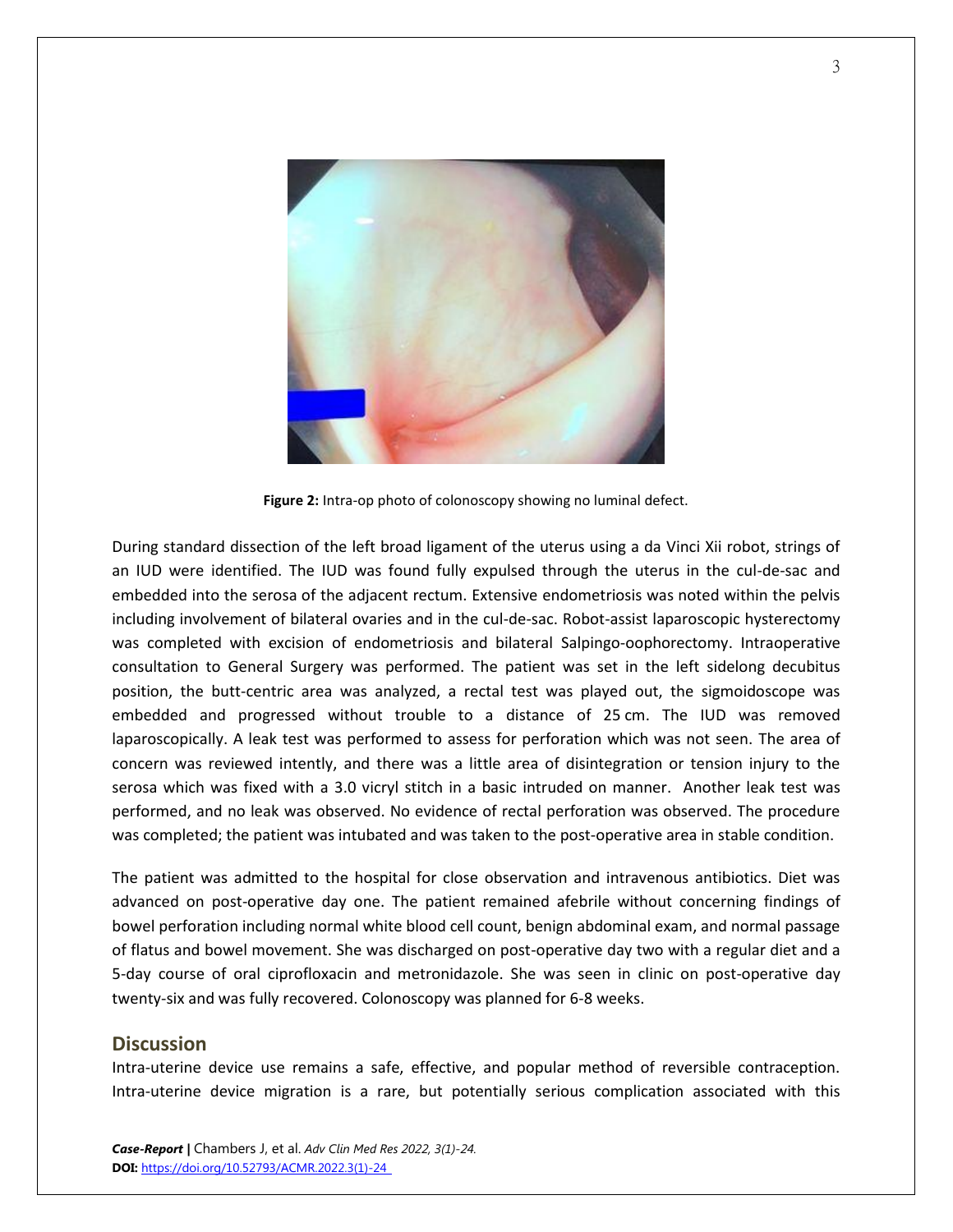**Figure 2:** Intra-op photo of colonoscopy showing no luminal defect.

During standard dissection of the left broad ligament of the uterus using a da Vinci Xii robot, strings of an IUD were identified. The IUD was found fully expulsed through the uterus in the cul-de-sac and embedded into the serosa of the adjacent rectum. Extensive endometriosis was noted within the pelvis including involvement of bilateral ovaries and in the cul-de-sac. Robot-assist laparoscopic hysterectomy was completed with excision of endometriosis and bilateral Salpingo-oophorectomy. Intraoperative consultation to General Surgery was performed. The patient was set in the left sidelong decubitus position, the butt-centric area was analyzed, a rectal test was played out, the sigmoidoscope was embedded and progressed without trouble to a distance of 25 cm. The IUD was removed laparoscopically. A leak test was performed to assess for perforation which was not seen. The area of concern was reviewed intently, and there was a little area of disintegration or tension injury to the serosa which was fixed with a 3.0 vicryl stitch in a basic intruded on manner. Another leak test was performed, and no leak was observed. No evidence of rectal perforation was observed. The procedure was completed; the patient was intubated and was taken to the post-operative area in stable condition.

The patient was admitted to the hospital for close observation and intravenous antibiotics. Diet was advanced on post-operative day one. The patient remained afebrile without concerning findings of bowel perforation including normal white blood cell count, benign abdominal exam, and normal passage of flatus and bowel movement. She was discharged on post-operative day two with a regular diet and a 5-day course of oral ciprofloxacin and metronidazole. She was seen in clinic on post-operative day twenty-six and was fully recovered. Colonoscopy was planned for 6-8 weeks.

## Discussion

Intra-uterine device use remains a safe, effective, and popular method of reversible contraception. Intra-uterine device migration is a rare, but potentially serious complication associated with this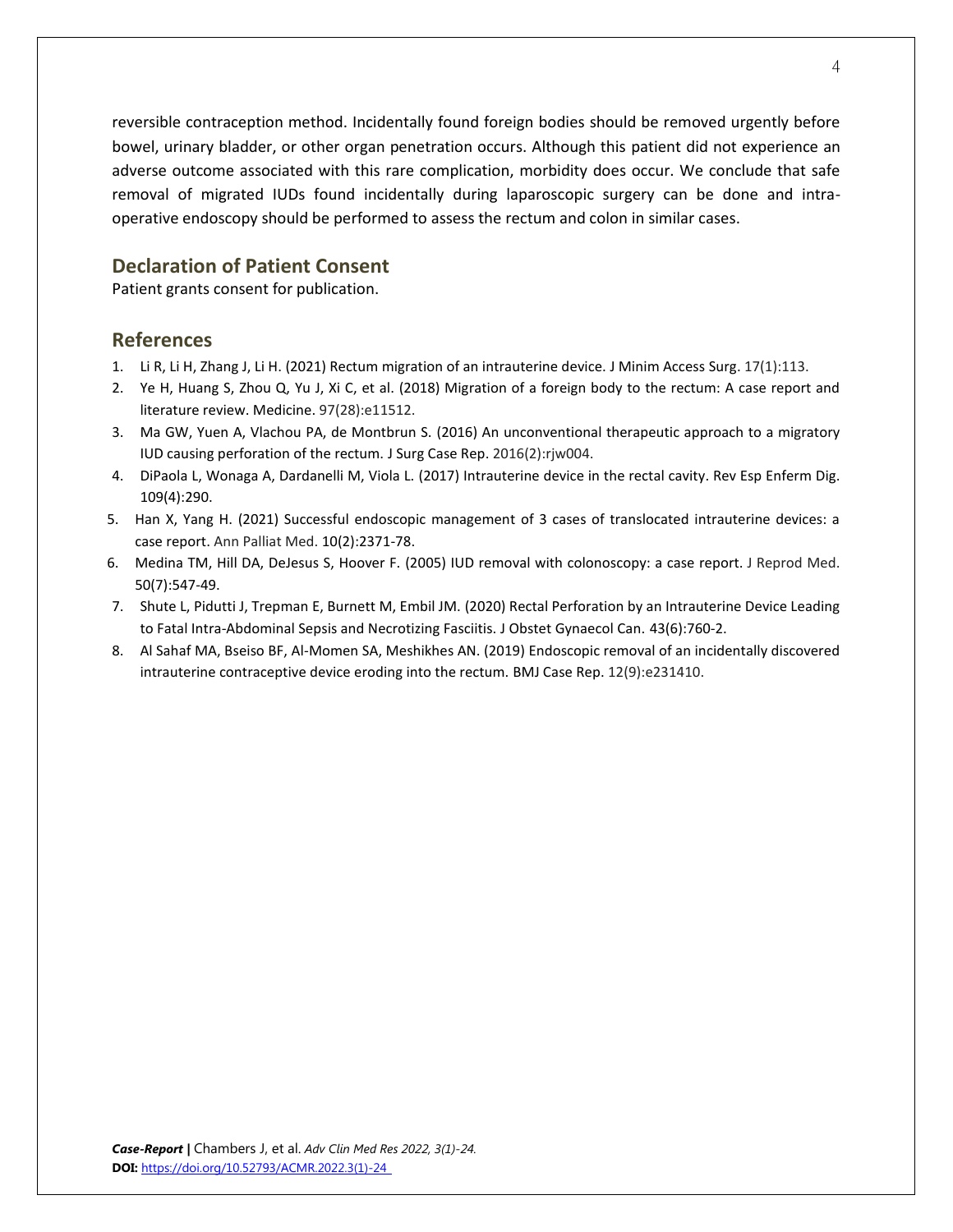reversible contraception method. Incidentally found foreign bodies should be removed urgently before bowel, urinary bladder, or other organ penetration occurs. Although this patient did not experience an adverse outcome associated with this rare complication, morbidity does occur. We conclude that safe removal of migrated IUDs found incidentally during laparoscopic surgery can be done and intra-operative endoscopy should be performed to assess the rectum and colon in similar cases.

## Declaration of Patient Consent

Patient grants consent for publication.

## References

1. Li R, Li H, Zhang J, Li H. (2021) Rectum migration of an intrauterine device. J Minim Access Surg. 17(1):113.
2. Ye H, Huang S, Zhou Q, Yu J, Xi C, et al. (2018) Migration of a foreign body to the rectum: A case report and literature review. Medicine. 97(28):e11512.
3. Ma GW, Yuen A, Vlachou PA, de Montbrun S. (2016) An unconventional therapeutic approach to a migratory IUD causing perforation of the rectum. J Surg Case Rep. 2016(2):rjw004.
4. DiPaola L, Wonaga A, Dardanelli M, Viola L. (2017) Intrauterine device in the rectal cavity. Rev Esp Enferm Dig. 109(4):290.
5. Han X, Yang H. (2021) Successful endoscopic management of 3 cases of translocated intrauterine devices: a case report. Ann Palliat Med. 10(2):2371-78.
6. Medina TM, Hill DA, DeJesus S, Hoover F. (2005) IUD removal with colonoscopy: a case report. J Reprod Med. 50(7):547-49.
7. Shute L, Pidutti J, Trepman E, Burnett M, Embil JM. (2020) Rectal Perforation by an Intrauterine Device Leading to Fatal Intra-Abdominal Sepsis and Necrotizing Fasciitis. J Obstet Gynaecol Can. 43(6):760-2.
8. Al Sahaf MA, Bseiso BF, Al-Momen SA, Meshikhes AN. (2019) Endoscopic removal of an incidentally discovered intrauterine contraceptive device eroding into the rectum. BMJ Case Rep. 12(9):e231410.